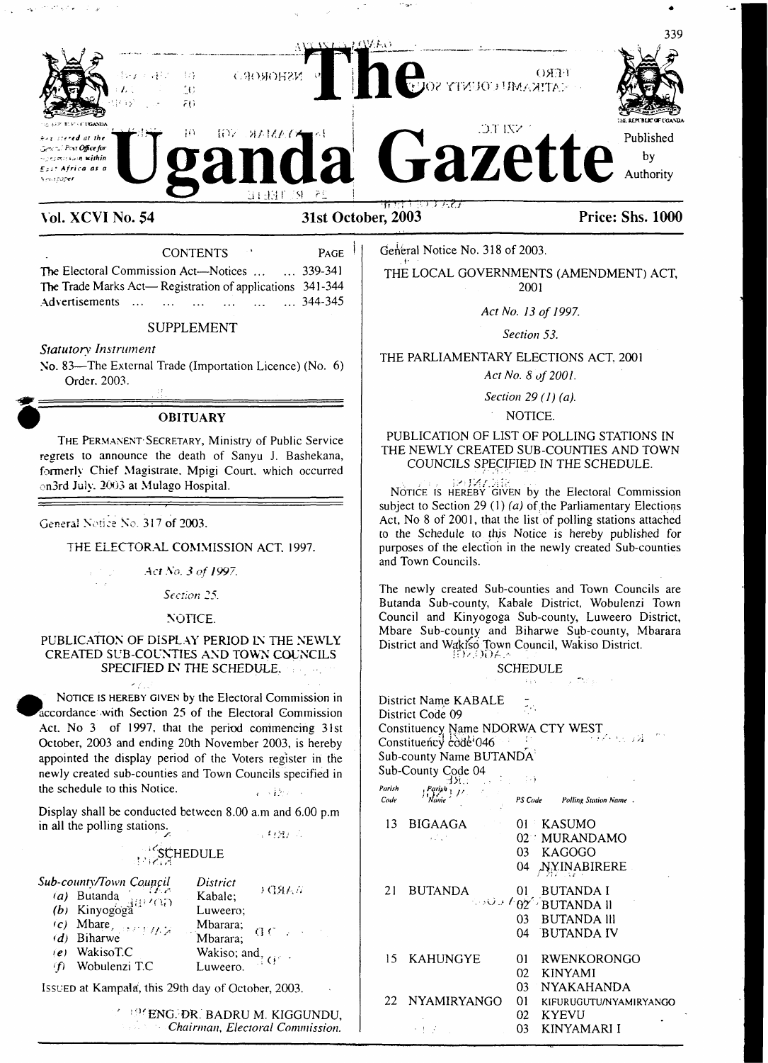# The Uganda Gazette

Registered at the General Post Office for transmission within East Africa as a Newspaper

Published by Authority

**Vol. XCVI No. 54** — **31st October, 2003** — **Price: Shs. 1000**

## CONTENTS

| | PAGE |
|---|---|
| The Electoral Commission Act—Notices ... | 339-341 |
| The Trade Marks Act— Registration of applications | 341-344 |
| Advertisements ... | 344-345 |

### SUPPLEMENT

*Statutory Instrument*

No. 83—The External Trade (Importation Licence) (No. 6) Order, 2003.

## OBITUARY

THE PERMANENT SECRETARY, Ministry of Public Service regrets to announce the death of Sanyu J. Bashekana, formerly Chief Magistrate, Mpigi Court, which occurred on3rd July, 2003 at Mulago Hospital.

---

General Notice No. 317 of 2003.

THE ELECTORAL COMMISSION ACT, 1997.

*Act No. 3 of 1997.*

*Section 25.*

NOTICE.

PUBLICATION OF DISPLAY PERIOD IN THE NEWLY CREATED SUB-COUNTIES AND TOWN COUNCILS SPECIFIED IN THE SCHEDULE.

NOTICE IS HEREBY GIVEN by the Electoral Commission in accordance with Section 25 of the Electoral Commission Act, No 3 of 1997, that the period commencing 31st October, 2003 and ending 20th November 2003, is hereby appointed the display period of the Voters register in the newly created sub-counties and Town Councils specified in the schedule to this Notice.

Display shall be conducted between 8.00 a.m and 6.00 p.m in all the polling stations.

SCHEDULE

| *Sub-county/Town Council* | *District* |
|---|---|
| (a) Butanda | Kabale; |
| (b) Kinyogoga | Luweero; |
| (c) Mbare | Mbarara; |
| (d) Biharwe | Mbarara; |
| (e) WakisoT.C | Wakiso; and |
| (f) Wobulenzi T.C | Luweero. |

ISSUED at Kampala, this 29th day of October, 2003.

ENG. DR. BADRU M. KIGGUNDU,
*Chairman, Electoral Commission.*

---

General Notice No. 318 of 2003.

THE LOCAL GOVERNMENTS (AMENDMENT) ACT, 2001

*Act No. 13 of 1997.*

*Section 53.*

THE PARLIAMENTARY ELECTIONS ACT, 2001

*Act No. 8 of 2001.*

*Section 29 (1) (a).*

NOTICE.

PUBLICATION OF LIST OF POLLING STATIONS IN THE NEWLY CREATED SUB-COUNTIES AND TOWN COUNCILS SPECIFIED IN THE SCHEDULE.

NOTICE IS HEREBY GIVEN by the Electoral Commission subject to Section 29 (1) *(a)* of the Parliamentary Elections Act, No 8 of 2001, that the list of polling stations attached to the Schedule to this Notice is hereby published for purposes of the election in the newly created Sub-counties and Town Councils.

The newly created Sub-counties and Town Councils are Butanda Sub-county, Kabale District, Wobulenzi Town Council and Kinyogoga Sub-county, Luweero District, Mbare Sub-county and Biharwe Sub-county, Mbarara District and Wakiso Town Council, Wakiso District.

SCHEDULE

District Name KABALE
District Code 09
Constituency Name NDORWA CTY WEST
Constituency Code 046
Sub-county Name BUTANDA
Sub-County Code 04

| *Parish Code* | *Parish Name* | *PS Code* | *Polling Station Name* |
|---|---|---|---|
| 13 | BIGAAGA | 01 | KASUMO |
| | | 02 | MURANDAMO |
| | | 03 | KAGOGO |
| | | 04 | NYINABIRERE |
| 21 | BUTANDA | 01 | BUTANDA I |
| | | 02 | BUTANDA II |
| | | 03 | BUTANDA III |
| | | 04 | BUTANDA IV |
| 15 | KAHUNGYE | 01 | RWENKORONGO |
| | | 02 | KINYAMI |
| | | 03 | NYAKAHANDA |
| 22 | NYAMIRYANGO | 01 | KIFURUGUTU/NYAMIRYANGO |
| | | 02 | KYEVU |
| | | 03 | KINYAMARI I |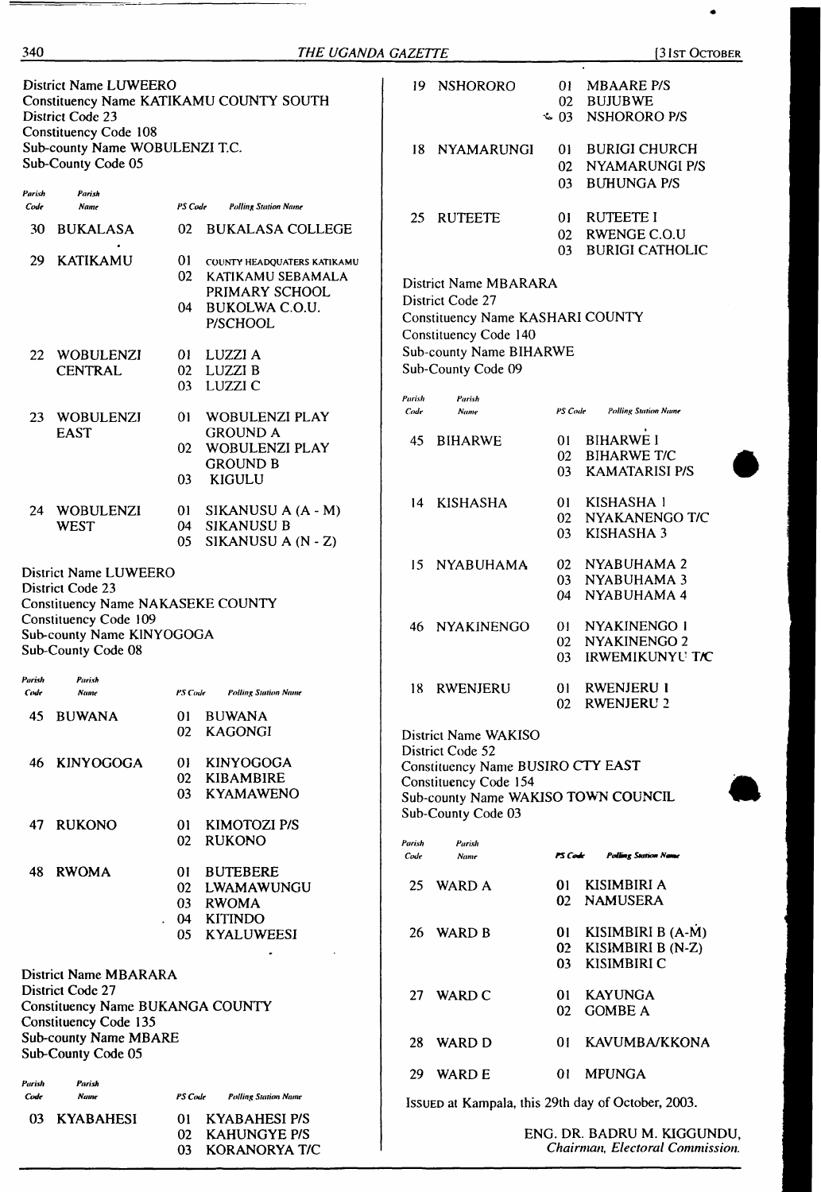District Name LUWEERO
Constituency Name KATIKAMU COUNTY SOUTH
District Code 23
Constituency Code 108
Sub-county Name WOBULENZI T.C.
Sub-County Code 05

| Parish Code | Parish Name | PS Code | Polling Station Name |
|---|---|---|---|
| 30 | BUKALASA | 02 | BUKALASA COLLEGE |
| 29 | KATIKAMU | 01 | COUNTY HEADQUATERS KATIKAMU |
| | | 02 | KATIKAMU SEBAMALA PRIMARY SCHOOL |
| | | 04 | BUKOLWA C.O.U. P/SCHOOL |
| 22 | WOBULENZI CENTRAL | 01 | LUZZI A |
| | | 02 | LUZZI B |
| | | 03 | LUZZI C |
| 23 | WOBULENZI EAST | 01 | WOBULENZI PLAY GROUND A |
| | | 02 | WOBULENZI PLAY GROUND B |
| | | 03 | KIGULU |
| 24 | WOBULENZI WEST | 01 | SIKANUSU A (A - M) |
| | | 04 | SIKANUSU B |
| | | 05 | SIKANUSU A (N - Z) |

District Name LUWEERO
District Code 23
Constituency Name NAKASEKE COUNTY
Constituency Code 109
Sub-county Name KINYOGOGA
Sub-County Code 08

| Parish Code | Parish Name | PS Code | Polling Station Name |
|---|---|---|---|
| 45 | BUWANA | 01 | BUWANA |
| | | 02 | KAGONGI |
| 46 | KINYOGOGA | 01 | KINYOGOGA |
| | | 02 | KIBAMBIRE |
| | | 03 | KYAMAWENO |
| 47 | RUKONO | 01 | KIMOTOZI P/S |
| | | 02 | RUKONO |
| 48 | RWOMA | 01 | BUTEBERE |
| | | 02 | LWAMAWUNGU |
| | | 03 | RWOMA |
| | | 04 | KITINDO |
| | | 05 | KYALUWEESI |

District Name MBARARA
District Code 27
Constituency Name BUKANGA COUNTY
Constituency Code 135
Sub-county Name MBARE
Sub-County Code 05

| Parish Code | Parish Name | PS Code | Polling Station Name |
|---|---|---|---|
| 03 | KYABAHESI | 01 | KYABAHESI P/S |
| | | 02 | KAHUNGYE P/S |
| | | 03 | KORANORYA T/C |
| 19 | NSHORORO | 01 | MBAARE P/S |
| | | 02 | BUJUBWE |
| | | 03 | NSHORORO P/S |
| 18 | NYAMARUNGI | 01 | BURIGI CHURCH |
| | | 02 | NYAMARUNGI P/S |
| | | 03 | BUHUNGA P/S |
| 25 | RUTEETE | 01 | RUTEETE I |
| | | 02 | RWENGE C.O.U |
| | | 03 | BURIGI CATHOLIC |

District Name MBARARA
District Code 27
Constituency Name KASHARI COUNTY
Constituency Code 140
Sub-county Name BIHARWE
Sub-County Code 09

| Parish Code | Parish Name | PS Code | Polling Station Name |
|---|---|---|---|
| 45 | BIHARWE | 01 | BIHARWE I |
| | | 02 | BIHARWE T/C |
| | | 03 | KAMATARISI P/S |
| 14 | KISHASHA | 01 | KISHASHA 1 |
| | | 02 | NYAKANENGO T/C |
| | | 03 | KISHASHA 3 |
| 15 | NYABUHAMA | 02 | NYABUHAMA 2 |
| | | 03 | NYABUHAMA 3 |
| | | 04 | NYABUHAMA 4 |
| 46 | NYAKINENGO | 01 | NYAKINENGO 1 |
| | | 02 | NYAKINENGO 2 |
| | | 03 | IRWEMIKUNYU T/C |
| 18 | RWENJERU | 01 | RWENJERU 1 |
| | | 02 | RWENJERU 2 |

District Name WAKISO
District Code 52
Constituency Name BUSIRO CTY EAST
Constituency Code 154
Sub-county Name WAKISO TOWN COUNCIL
Sub-County Code 03

| Parish Code | Parish Name | PS Code | Polling Station Name |
|---|---|---|---|
| 25 | WARD A | 01 | KISIMBIRI A |
| | | 02 | NAMUSERA |
| 26 | WARD B | 01 | KISIMBIRI B (A-M) |
| | | 02 | KISIMBIRI B (N-Z) |
| | | 03 | KISIMBIRI C |
| 27 | WARD C | 01 | KAYUNGA |
| | | 02 | GOMBE A |
| 28 | WARD D | 01 | KAVUMBA/KKONA |
| 29 | WARD E | 01 | MPUNGA |

ISSUED at Kampala, this 29th day of October, 2003.

ENG. DR. BADRU M. KIGGUNDU,
*Chairman, Electoral Commission.*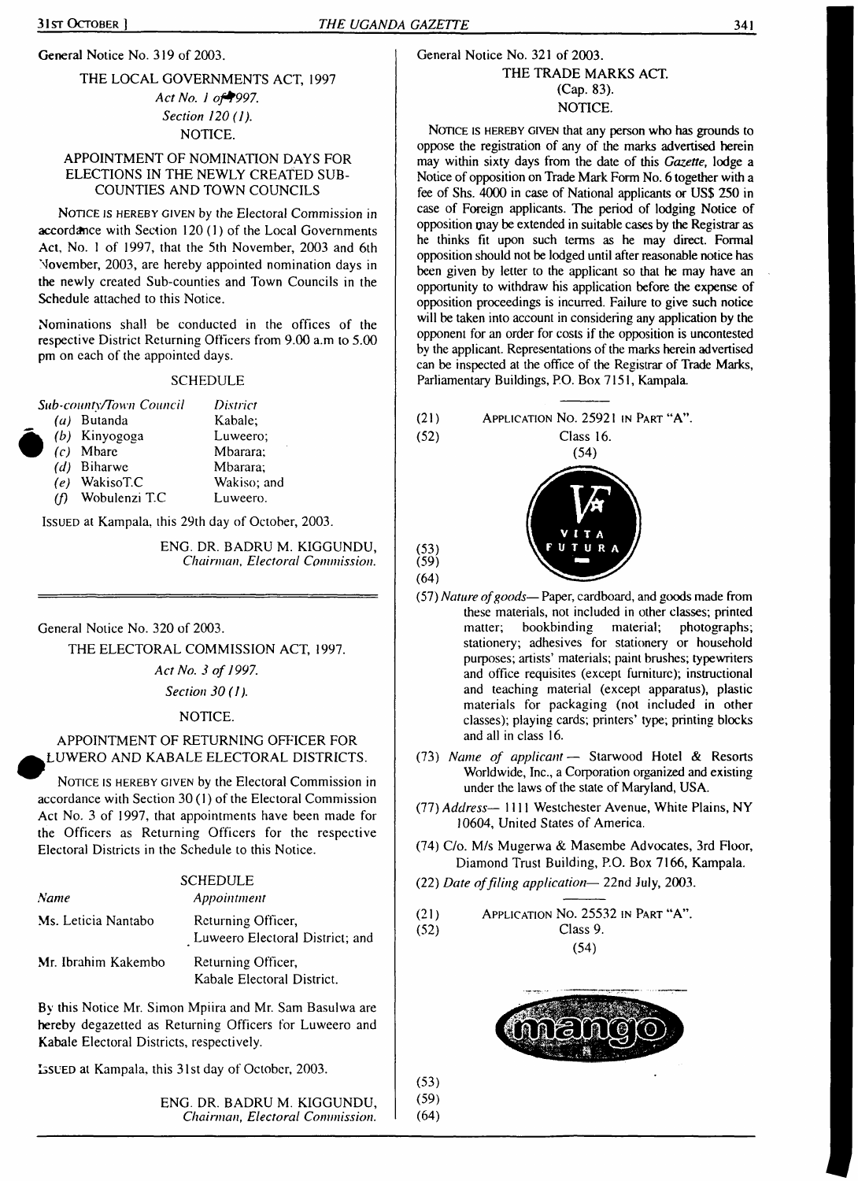General Notice No. 319 of 2003.

THE LOCAL GOVERNMENTS ACT, 1997

*Act No. 1 of 1997.*

*Section 120 (1).*

NOTICE.

APPOINTMENT OF NOMINATION DAYS FOR ELECTIONS IN THE NEWLY CREATED SUB-COUNTIES AND TOWN COUNCILS

NOTICE IS HEREBY GIVEN by the Electoral Commission in accordance with Section 120 (1) of the Local Governments Act, No. 1 of 1997, that the 5th November, 2003 and 6th November, 2003, are hereby appointed nomination days in the newly created Sub-counties and Town Councils in the Schedule attached to this Notice.

Nominations shall be conducted in the offices of the respective District Returning Officers from 9.00 a.m to 5.00 pm on each of the appointed days.

SCHEDULE

| *Sub-county/Town Council* | *District* |
|---|---|
| *(a)* Butanda | Kabale; |
| *(b)* Kinyogoga | Luweero; |
| *(c)* Mbare | Mbarara; |
| *(d)* Biharwe | Mbarara; |
| *(e)* WakisoT.C | Wakiso; and |
| *(f)* Wobulenzi T.C | Luweero. |

ISSUED at Kampala, this 29th day of October, 2003.

ENG. DR. BADRU M. KIGGUNDU,
*Chairman, Electoral Commission.*

---

General Notice No. 320 of 2003.

THE ELECTORAL COMMISSION ACT, 1997.

*Act No. 3 of 1997.*

*Section 30 (1).*

NOTICE.

APPOINTMENT OF RETURNING OFFICER FOR LUWERO AND KABALE ELECTORAL DISTRICTS.

NOTICE IS HEREBY GIVEN by the Electoral Commission in accordance with Section 30 (1) of the Electoral Commission Act No. 3 of 1997, that appointments have been made for the Officers as Returning Officers for the respective Electoral Districts in the Schedule to this Notice.

SCHEDULE

| *Name* | *Appointment* |
|---|---|
| Ms. Leticia Nantabo | Returning Officer, Luweero Electoral District; and |
| Mr. Ibrahim Kakembo | Returning Officer, Kabale Electoral District. |

By this Notice Mr. Simon Mpiira and Mr. Sam Basulwa are hereby degazetted as Returning Officers for Luweero and Kabale Electoral Districts, respectively.

ISSUED at Kampala, this 31st day of October, 2003.

ENG. DR. BADRU M. KIGGUNDU,
*Chairman, Electoral Commission.*

---

General Notice No. 321 of 2003.

THE TRADE MARKS ACT.

(Cap. 83).

NOTICE.

NOTICE IS HEREBY GIVEN that any person who has grounds to oppose the registration of any of the marks advertised herein may within sixty days from the date of this *Gazette*, lodge a Notice of opposition on Trade Mark Form No. 6 together with a fee of Shs. 4000 in case of National applicants or US$ 250 in case of Foreign applicants. The period of lodging Notice of opposition may be extended in suitable cases by the Registrar as he thinks fit upon such terms as he may direct. Formal opposition should not be lodged until after reasonable notice has been given by letter to the applicant so that he may have an opportunity to withdraw his application before the expense of opposition proceedings is incurred. Failure to give such notice will be taken into account in considering any application by the opponent for an order for costs if the opposition is uncontested by the applicant. Representations of the marks herein advertised can be inspected at the office of the Registrar of Trade Marks, Parliamentary Buildings, P.O. Box 7151, Kampala.

---

(21) APPLICATION No. 25921 IN PART "A".

(52) Class 16.

(54)

VF VITA FUTURA

(53)

(59)

(64)

(57) *Nature of goods*— Paper, cardboard, and goods made from these materials, not included in other classes; printed matter; bookbinding material; photographs; stationery; adhesives for stationery or household purposes; artists' materials; paint brushes; typewriters and office requisites (except furniture); instructional and teaching material (except apparatus), plastic materials for packaging (not included in other classes); playing cards; printers' type; printing blocks and all in class 16.

(73) *Name of applicant*— Starwood Hotel & Resorts Worldwide, Inc., a Corporation organized and existing under the laws of the state of Maryland, USA.

(77) *Address*— 1111 Westchester Avenue, White Plains, NY 10604, United States of America.

(74) C/o. M/s Mugerwa & Masembe Advocates, 3rd Floor, Diamond Trust Building, P.O. Box 7166, Kampala.

(22) *Date of filing application*— 22nd July, 2003.

---

(21) APPLICATION No. 25532 IN PART "A".

(52) Class 9.

(54)

mango

(53)

(59)

(64)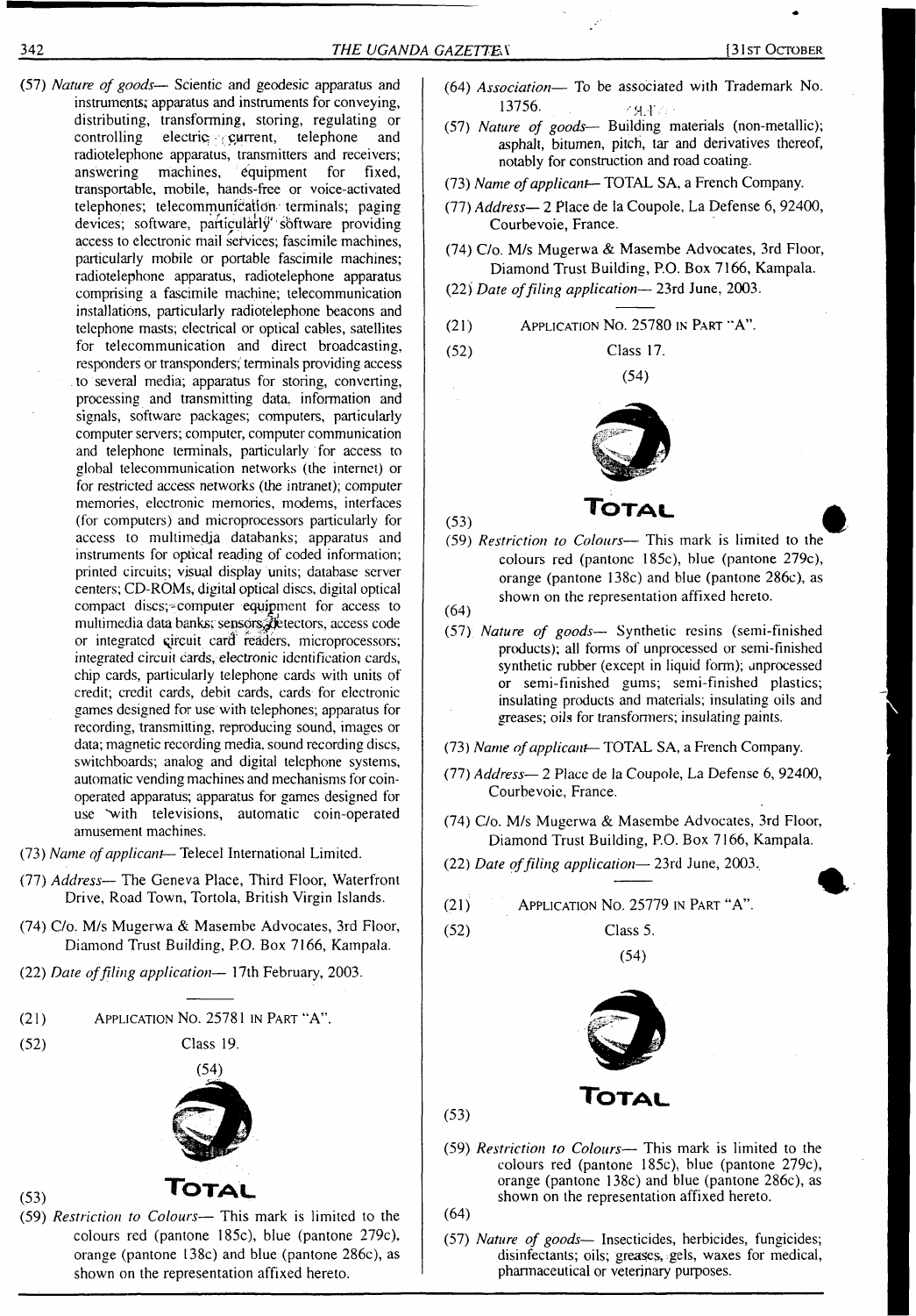(57) *Nature of goods*— Scientic and geodesic apparatus and instruments; apparatus and instruments for conveying, distributing, transforming, storing, regulating or controlling electric current, telephone and radiotelephone apparatus, transmitters and receivers; answering machines, equipment for fixed, transportable, mobile, hands-free or voice-activated telephones; telecommunication terminals; paging devices; software, particularly software providing access to electronic mail services; fascimile machines, particularly mobile or portable fascimile machines; radiotelephone apparatus, radiotelephone apparatus comprising a fascimile machine; telecommunication installations, particularly radiotelephone beacons and telephone masts; electrical or optical cables, satellites for telecommunication and direct broadcasting, responders or transponders; terminals providing access to several media; apparatus for storing, converting, processing and transmitting data, information and signals, software packages; computers, particularly computer servers; computer, computer communication and telephone terminals, particularly for access to global telecommunication networks (the internet) or for restricted access networks (the intranet); computer memories, electronic memories, modems, interfaces (for computers) and microprocessors particularly for access to multimedia databanks; apparatus and instruments for optical reading of coded information; printed circuits; visual display units; database server centers; CD-ROMs, digital optical discs, digital optical compact discs; computer equipment for access to multimedia data banks; sensors, detectors, access code or integrated circuit card readers, microprocessors; integrated circuit cards, electronic identification cards, chip cards, particularly telephone cards with units of credit; credit cards, debit cards, cards for electronic games designed for use with telephones; apparatus for recording, transmitting, reproducing sound, images or data; magnetic recording media, sound recording discs, switchboards; analog and digital telephone systems, automatic vending machines and mechanisms for coin-operated apparatus; apparatus for games designed for use with televisions, automatic coin-operated amusement machines.

(73) *Name of applicant*— Telecel International Limited.

(77) *Address*— The Geneva Place, Third Floor, Waterfront Drive, Road Town, Tortola, British Virgin Islands.

(74) C/o. M/s Mugerwa & Masembe Advocates, 3rd Floor, Diamond Trust Building, P.O. Box 7166, Kampala.

(22) *Date of filing application*— 17th February, 2003.

---

(21) APPLICATION No. 25781 IN PART "A".

(52) Class 19.

(54)

TOTAL

(53)

(59) *Restriction to Colours*— This mark is limited to the colours red (pantone 185c), blue (pantone 279c), orange (pantone 138c) and blue (pantone 286c), as shown on the representation affixed hereto.

(64) *Association*— To be associated with Trademark No. 13756.

(57) *Nature of goods*— Building materials (non-metallic); asphalt, bitumen, pitch, tar and derivatives thereof, notably for construction and road coating.

(73) *Name of applicant*— TOTAL SA, a French Company.

(77) *Address*— 2 Place de la Coupole, La Defense 6, 92400, Courbevoie, France.

(74) C/o. M/s Mugerwa & Masembe Advocates, 3rd Floor, Diamond Trust Building, P.O. Box 7166, Kampala.

(22) *Date of filing application*— 23rd June, 2003.

---

(21) APPLICATION No. 25780 IN PART "A".

(52) Class 17.

(54)

TOTAL

(53)

(59) *Restriction to Colours*— This mark is limited to the colours red (pantone 185c), blue (pantone 279c), orange (pantone 138c) and blue (pantone 286c), as shown on the representation affixed hereto.

(64)

(57) *Nature of goods*— Synthetic resins (semi-finished products); all forms of unprocessed or semi-finished synthetic rubber (except in liquid form); unprocessed or semi-finished gums; semi-finished plastics; insulating products and materials; insulating oils and greases; oils for transformers; insulating paints.

(73) *Name of applicant*— TOTAL SA, a French Company.

(77) *Address*— 2 Place de la Coupole, La Defense 6, 92400, Courbevoie, France.

(74) C/o. M/s Mugerwa & Masembe Advocates, 3rd Floor, Diamond Trust Building, P.O. Box 7166, Kampala.

(22) *Date of filing application*— 23rd June, 2003.

---

(21) APPLICATION No. 25779 IN PART "A".

(52) Class 5.

(54)

TOTAL

(53)

(59) *Restriction to Colours*— This mark is limited to the colours red (pantone 185c), blue (pantone 279c), orange (pantone 138c) and blue (pantone 286c), as shown on the representation affixed hereto.

(64)

(57) *Nature of goods*— Insecticides, herbicides, fungicides; disinfectants; oils; greases, gels, waxes for medical, pharmaceutical or veterinary purposes.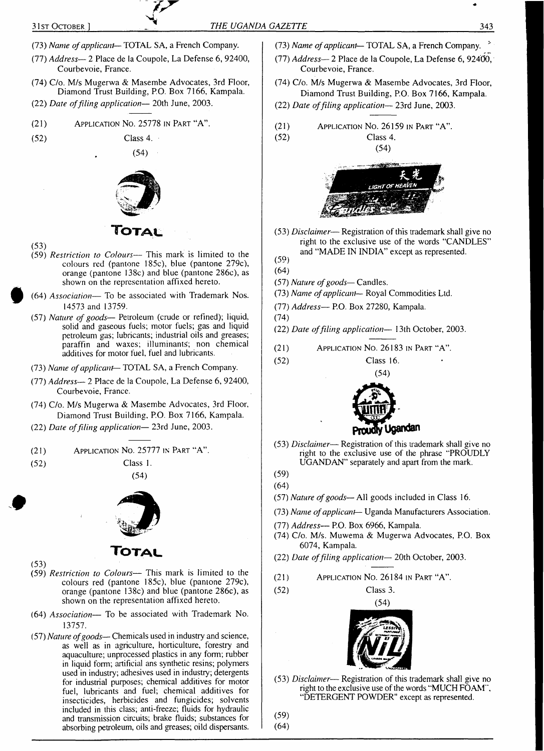(73) *Name of applicant*— TOTAL SA, a French Company.

(77) *Address*— 2 Place de la Coupole, La Defense 6, 92400, Courbevoie, France.

(74) C/o. M/s Mugerwa & Masembe Advocates, 3rd Floor, Diamond Trust Building, P.O. Box 7166, Kampala.

(22) *Date of filing application*— 20th June, 2003.

---

(21) APPLICATION No. 25778 IN PART "A".

(52) Class 4.

(54)

TOTAL

(53)

(59) *Restriction to Colours*— This mark is limited to the colours red (pantone 185c), blue (pantone 279c), orange (pantone 138c) and blue (pantone 286c), as shown on the representation affixed hereto.

(64) *Association*— To be associated with Trademark Nos. 14573 and 13759.

(57) *Nature of goods*— Petroleum (crude or refined); liquid, solid and gaseous fuels; motor fuels; gas and liquid petroleum gas; lubricants; industrial oils and greases; paraffin and waxes; illuminants; non chemical additives for motor fuel, fuel and lubricants.

(73) *Name of applicant*— TOTAL SA, a French Company.

(77) *Address*— 2 Place de la Coupole, La Defense 6, 92400, Courbevoie, France.

(74) C/o. M/s Mugerwa & Masembe Advocates, 3rd Floor, Diamond Trust Building, P.O. Box 7166, Kampala.

(22) *Date of filing application*— 23rd June, 2003.

---

(21) APPLICATION No. 25777 IN PART "A".

(52) Class 1.

(54)

TOTAL

(53)

(59) *Restriction to Colours*— This mark is limited to the colours red (pantone 185c), blue (pantone 279c), orange (pantone 138c) and blue (pantone 286c), as shown on the representation affixed hereto.

(64) *Association*— To be associated with Trademark No. 13757.

(57) *Nature of goods*— Chemicals used in industry and science, as well as in agriculture, horticulture, forestry and aquaculture; unprocessed plastics in any form; rubber in liquid form; artificial ans synthetic resins; polymers used in industry; adhesives used in industry; detergents for industrial purposes; chemical additives for motor fuel, lubricants and fuel; chemical additives for insecticides, herbicides and fungicides; solvents included in this class; anti-freeze; fluids for hydraulic and transmission circuits; brake fluids; substances for absorbing petroleum, oils and greases; oild dispersants.

(73) *Name of applicant*— TOTAL SA, a French Company.

(77) *Address*— 2 Place de la Coupole, La Defense 6, 92400, Courbevoie, France.

(74) C/o. M/s Mugerwa & Masembe Advocates, 3rd Floor, Diamond Trust Building, P.O. Box 7166, Kampala.

(22) *Date of filing application*— 23rd June, 2003.

---

(21) APPLICATION No. 26159 IN PART "A".

(52) Class 4.

(54)

(53) *Disclaimer*— Registration of this trademark shall give no right to the exclusive use of the words "CANDLES" and "MADE IN INDIA" except as represented.

(59)

(64)

(57) *Nature of goods*— Candles.

(73) *Name of applicant*— Royal Commodities Ltd.

(77) *Address*— P.O. Box 27280, Kampala.

(74)

(22) *Date of filing application*— 13th October, 2003.

---

(21) APPLICATION No. 26183 IN PART "A".

(52) Class 16.

(54)

(53) *Disclaimer*— Registration of this trademark shall give no right to the exclusive use of the phrase "PROUDLY UGANDAN" separately and apart from the mark.

(59)

(64)

(57) *Nature of goods*— All goods included in Class 16.

(73) *Name of applicant*— Uganda Manufacturers Association.

(77) *Address*— P.O. Box 6966, Kampala.

(74) C/o. M/s. Muwema & Mugerwa Advocates, P.O. Box 6074, Kampala.

(22) *Date of filing application*— 20th October, 2003.

---

(21) APPLICATION No. 26184 IN PART "A".

(52) Class 3.

(54)

(53) *Disclaimer*— Registration of this trademark shall give no right to the exclusive use of the words "MUCH FOAM", "DETERGENT POWDER" except as represented.

(59)

(64)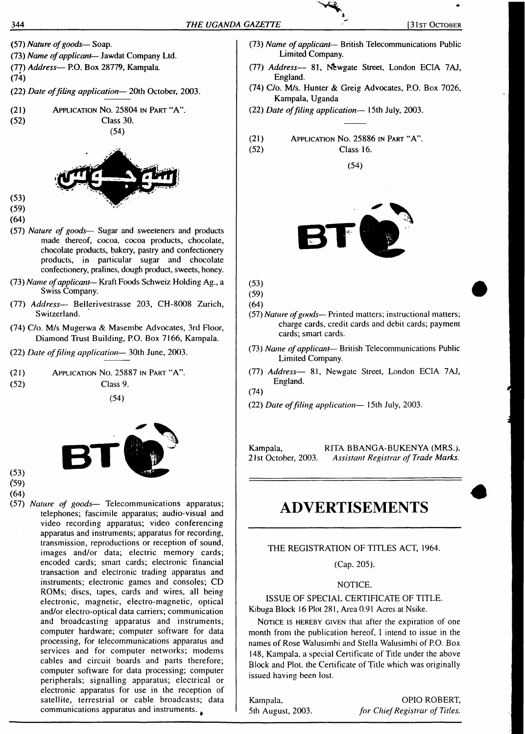(57) *Nature of goods*— Soap.

(73) *Name of applicant*— Jawdat Company Ltd.

(77) *Address*— P.O. Box 28779, Kampala.

(74)

(22) *Date of filing application*— 20th October, 2003.

(21) APPLICATION NO. 25804 IN PART "A".

(52) Class 30.

(54)

سوجوس

(53)

(59)

(64)

(57) *Nature of goods*— Sugar and sweeteners and products made thereof, cocoa, cocoa products, chocolate, chocolate products, bakery, pastry and confectionery products, in particular sugar and chocolate confectionery, pralines, dough product, sweets, honey.

(73) *Name of applicant*— Kraft Foods Schweiz Holding Ag., a Swiss Company.

(77) *Address*— Bellerivestrasse 203, CH-8008 Zurich, Switzerland.

(74) C/o. M/s Mugerwa & Masembe Advocates, 3rd Floor, Diamond Trust Building, P.O. Box 7166, Kampala.

(22) *Date of filing application*— 30th June, 2003.

(21) APPLICATION NO. 25887 IN PART "A".

(52) Class 9.

(54)

BT

(53)

(59)

(64)

(57) *Nature of goods*— Telecommunications apparatus; telephones; fascimile apparatus; audio-visual and video recording apparatus; video conferencing apparatus and instruments; apparatus for recording, transmission, reproductions or reception of sound, images and/or data; electric memory cards; encoded cards; smart cards; electronic financial transaction and electronic trading apparatus and instruments; electronic games and consoles; CD ROMs; discs, tapes, cards and wires, all being electronic, magnetic, electro-magnetic, optical and/or electro-optical data carriers; communication and broadcasting apparatus and instruments; computer hardware; computer software for data processing, for telecommunications apparatus and services and for computer networks; modems cables and circuit boards and parts therefore; computer software for data processing; computer peripherals; signalling apparatus; electrical or electronic apparatus for use in the reception of satellite, terrestrial or cable broadcasts; data communications apparatus and instruments.

(73) *Name of applicant*— British Telecommunications Public Limited Company.

(77) *Address*— 81, Newgate Street, London ECIA 7AJ, England.

(74) C/o. M/s. Hunter & Greig Advocates, P.O. Box 7026, Kampala, Uganda

(22) *Date of filing application*— 15th July, 2003.

---

(21) APPLICATION NO. 25886 IN PART "A".

(52) Class 16.

(54)

BT

(53)

(59)

(64)

(57) *Nature of goods*— Printed matters; instructional matters; charge cards, credit cards and debit cards; payment cards; smart cards.

(73) *Name of applicant*— British Telecommunications Public Limited Company.

(77) *Address*— 81, Newgate Street, London ECIA 7AJ, England.

(74)

(22) *Date of filing application*— 15th July, 2003.

Kampala, 21st October, 2003.

RITA BBANGA-BUKENYA (MRS.), *Assistant Registrar of Trade Marks.*

---

# ADVERTISEMENTS

THE REGISTRATION OF TITLES ACT, 1964.

(Cap. 205).

NOTICE.

ISSUE OF SPECIAL CERTIFICATE OF TITLE.

Kibuga Block 16 Plot 281, Area 0.91 Acres at Nsike.

NOTICE IS HEREBY GIVEN that after the expiration of one month from the publication hereof, I intend to issue in the names of Rose Walusimbi and Stella Walusimbi of P.O. Box 148, Kampala, a special Certificate of Title under the above Block and Plot, the Certificate of Title which was originally issued having been lost.

Kampala, 5th August, 2003.

OPIO ROBERT, *for Chief Registrar of Titles.*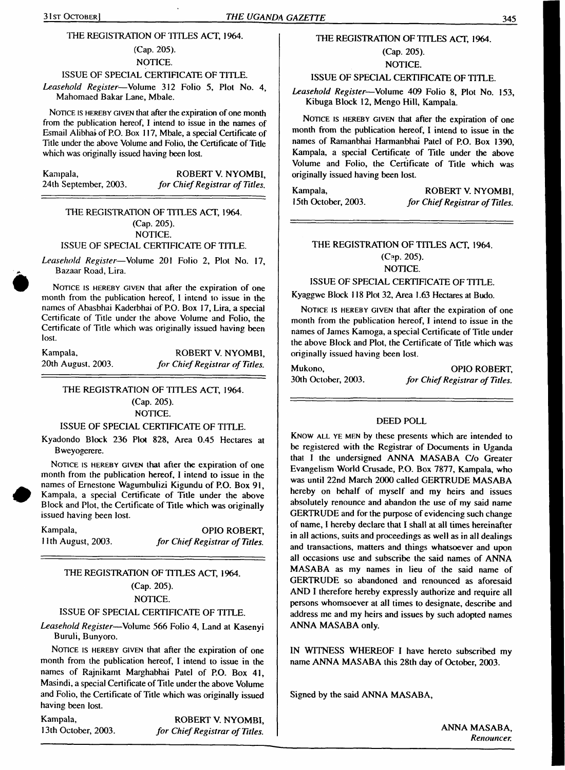THE REGISTRATION OF TITLES ACT, 1964.

(Cap. 205).

NOTICE.

ISSUE OF SPECIAL CERTIFICATE OF TITLE.

*Leasehold Register*—Volume 312 Folio 5, Plot No. 4, Mahomaed Bakar Lane, Mbale.

NOTICE IS HEREBY GIVEN that after the expiration of one month from the publication hereof, I intend to issue in the names of Esmail Alibhai of P.O. Box 117, Mbale, a special Certificate of Title under the above Volume and Folio, the Certificate of Title which was originally issued having been lost.

Kampala, 24th September, 2003.

ROBERT V. NYOMBI, *for Chief Registrar of Titles.*

---

THE REGISTRATION OF TITLES ACT, 1964.

(Cap. 205).

NOTICE.

ISSUE OF SPECIAL CERTIFICATE OF TITLE.

*Leasehold Register*—Volume 201 Folio 2, Plot No. 17, Bazaar Road, Lira.

NOTICE IS HEREBY GIVEN that after the expiration of one month from the publication hereof, I intend to issue in the names of Abasbhai Kaderbhai of P.O. Box 17, Lira, a special Certificate of Title under the above Volume and Folio, the Certificate of Title which was originally issued having been lost.

Kampala, 20th August, 2003.

ROBERT V. NYOMBI, *for Chief Registrar of Titles.*

---

THE REGISTRATION OF TITLES ACT, 1964.

(Cap. 205).

NOTICE.

ISSUE OF SPECIAL CERTIFICATE OF TITLE.

Kyadondo Block 236 Plot 828, Area 0.45 Hectares at Bweyogerere.

NOTICE IS HEREBY GIVEN that after the expiration of one month from the publication hereof, I intend to issue in the names of Ernestone Wagumbulizi Kigundu of P.O. Box 91, Kampala, a special Certificate of Title under the above Block and Plot, the Certificate of Title which was originally issued having been lost.

Kampala, 11th August, 2003.

OPIO ROBERT, *for Chief Registrar of Titles.*

---

THE REGISTRATION OF TITLES ACT, 1964.

(Cap. 205).

NOTICE.

ISSUE OF SPECIAL CERTIFICATE OF TITLE.

*Leasehold Register*—Volume 566 Folio 4, Land at Kasenyi Buruli, Bunyoro.

NOTICE IS HEREBY GIVEN that after the expiration of one month from the publication hereof, I intend to issue in the names of Rajnikamt Marghabhai Patel of P.O. Box 41, Masindi, a special Certificate of Title under the above Volume and Folio, the Certificate of Title which was originally issued having been lost.

Kampala, 13th October, 2003.

ROBERT V. NYOMBI, *for Chief Registrar of Titles.*

---

THE REGISTRATION OF TITLES ACT, 1964.

(Cap. 205).

NOTICE.

ISSUE OF SPECIAL CERTIFICATE OF TITLE.

*Leasehold Register*—Volume 409 Folio 8, Plot No. 153, Kibuga Block 12, Mengo Hill, Kampala.

NOTICE IS HEREBY GIVEN that after the expiration of one month from the publication hereof, I intend to issue in the names of Ramanbhai Harmanbhai Patel of P.O. Box 1390, Kampala, a special Certificate of Title under the above Volume and Folio, the Certificate of Title which was originally issued having been lost.

Kampala, 15th October, 2003.

ROBERT V. NYOMBI, *for Chief Registrar of Titles.*

---

THE REGISTRATION OF TITLES ACT, 1964.

(Cap. 205).

NOTICE.

ISSUE OF SPECIAL CERTIFICATE OF TITLE.

Kyaggwe Block 118 Plot 32, Area 1.63 Hectares at Budo.

NOTICE IS HEREBY GIVEN that after the expiration of one month from the publication hereof, I intend to issue in the names of James Kamoga, a special Certificate of Title under the above Block and Plot, the Certificate of Title which was originally issued having been lost.

Mukono, 30th October, 2003.

OPIO ROBERT, *for Chief Registrar of Titles.*

---

DEED POLL

KNOW ALL YE MEN by these presents which are intended to be registered with the Registrar of Documents in Uganda that I the undersigned ANNA MASABA C/o Greater Evangelism World Crusade, P.O. Box 7877, Kampala, who was until 22nd March 2000 called GERTRUDE MASABA hereby on behalf of myself and my heirs and issues absolutely renounce and abandon the use of my said name GERTRUDE and for the purpose of evidencing such change of name, I hereby declare that I shall at all times hereinafter in all actions, suits and proceedings as well as in all dealings and transactions, matters and things whatsoever and upon all occasions use and subscribe the said names of ANNA MASABA as my names in lieu of the said name of GERTRUDE so abandoned and renounced as aforesaid AND I therefore hereby expressly authorize and require all persons whomsoever at all times to designate, describe and address me and my heirs and issues by such adopted names ANNA MASABA only.

IN WITNESS WHEREOF I have hereto subscribed my name ANNA MASABA this 28th day of October, 2003.

Signed by the said ANNA MASABA,

ANNA MASABA, *Renouncer.*